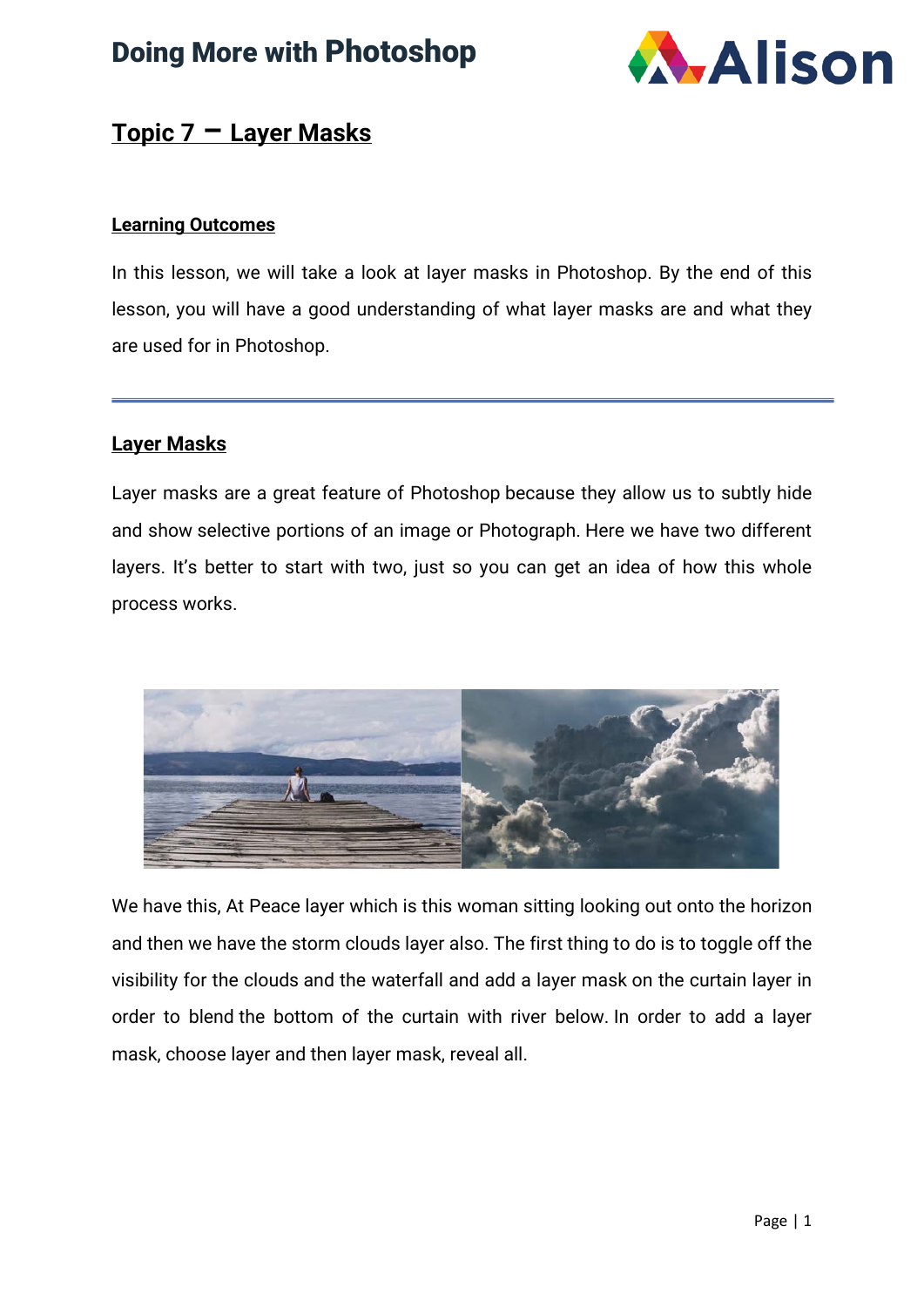## Topic 7 – Layer Masks

### Learning Outcomes

In this lesson, we will take a look at layer masks in Photoshop. By the end of this lesson, you will have a good understanding of what layer masks are and what they are used for in Photoshop.

---

### Layer Masks

Layer masks are a great feature of Photoshop because they allow us to subtly hide and show selective portions of an image or Photograph. Here we have two different layers. It's better to start with two, just so you can get an idea of how this whole process works.

We have this, At Peace layer which is this woman sitting looking out onto the horizon and then we have the storm clouds layer also. The first thing to do is to toggle off the visibility for the clouds and the waterfall and add a layer mask on the curtain layer in order to blend the bottom of the curtain with river below. In order to add a layer mask, choose layer and then layer mask, reveal all.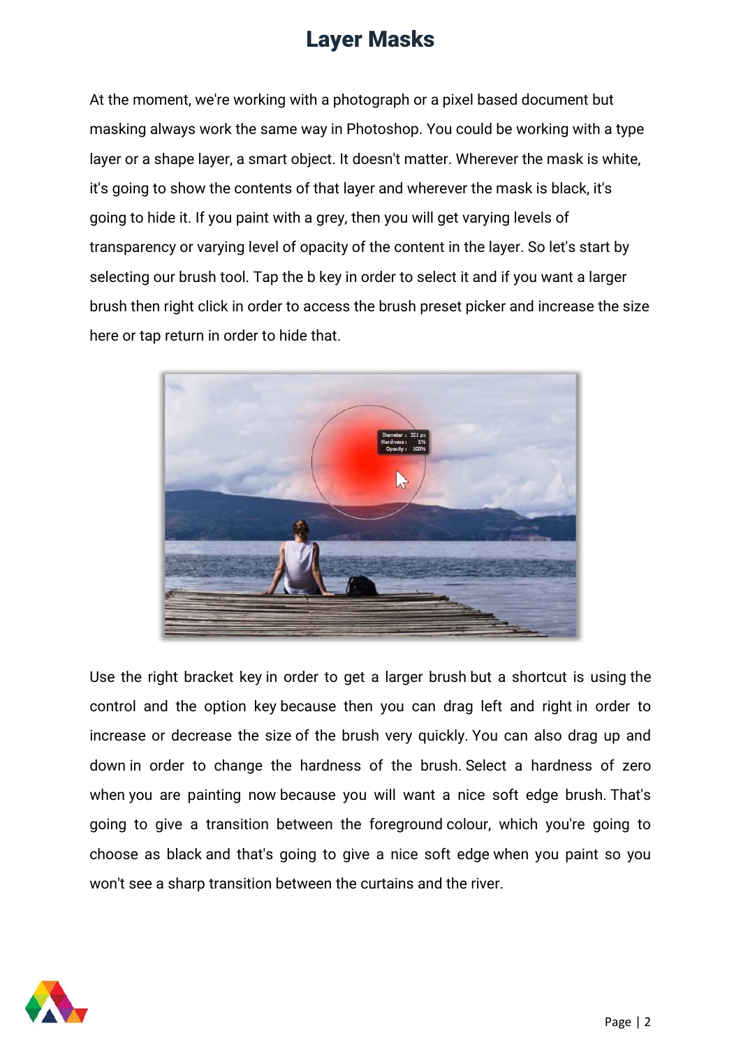# Layer Masks

At the moment, we're working with a photograph or a pixel based document but masking always work the same way in Photoshop. You could be working with a type layer or a shape layer, a smart object. It doesn't matter. Wherever the mask is white, it's going to show the contents of that layer and wherever the mask is black, it's going to hide it. If you paint with a grey, then you will get varying levels of transparency or varying level of opacity of the content in the layer. So let's start by selecting our brush tool. Tap the b key in order to select it and if you want a larger brush then right click in order to access the brush preset picker and increase the size here or tap return in order to hide that.

Use the right bracket key in order to get a larger brush but a shortcut is using the control and the option key because then you can drag left and right in order to increase or decrease the size of the brush very quickly. You can also drag up and down in order to change the hardness of the brush. Select a hardness of zero when you are painting now because you will want a nice soft edge brush. That's going to give a transition between the foreground colour, which you're going to choose as black and that's going to give a nice soft edge when you paint so you won't see a sharp transition between the curtains and the river.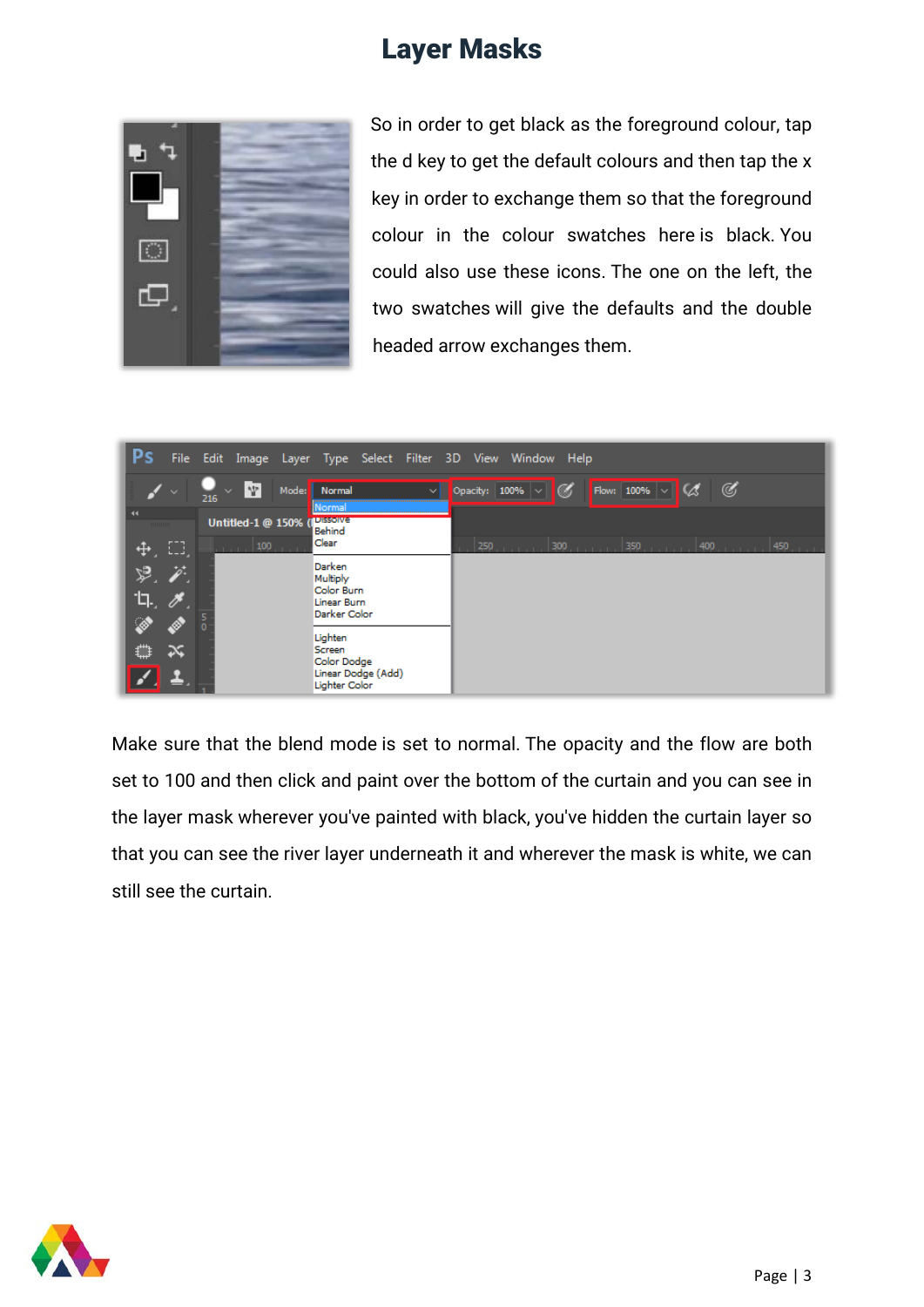# Layer Masks

So in order to get black as the foreground colour, tap the d key to get the default colours and then tap the x key in order to exchange them so that the foreground colour in the colour swatches here is black. You could also use these icons. The one on the left, the two swatches will give the defaults and the double headed arrow exchanges them.

Make sure that the blend mode is set to normal. The opacity and the flow are both set to 100 and then click and paint over the bottom of the curtain and you can see in the layer mask wherever you've painted with black, you've hidden the curtain layer so that you can see the river layer underneath it and wherever the mask is white, we can still see the curtain.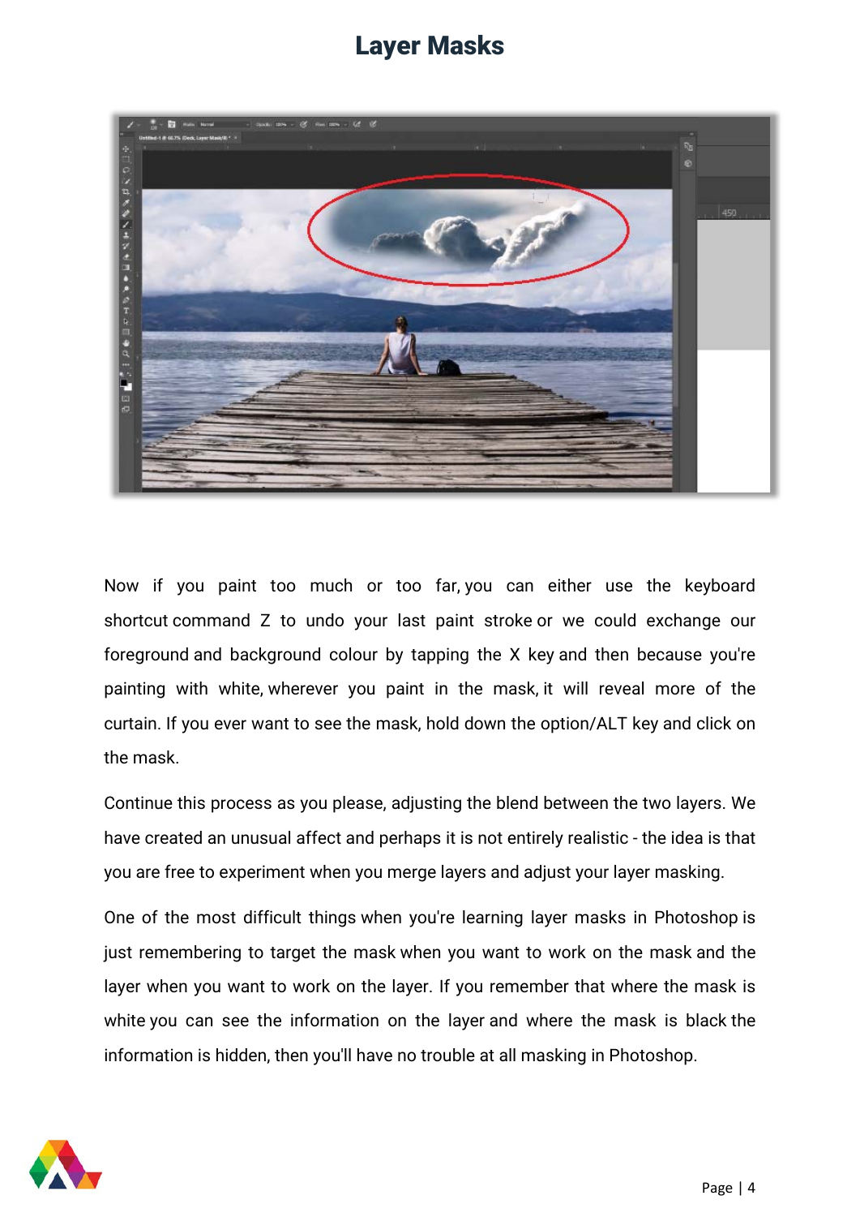# Layer Masks

Now if you paint too much or too far, you can either use the keyboard shortcut command Z to undo your last paint stroke or we could exchange our foreground and background colour by tapping the X key and then because you're painting with white, wherever you paint in the mask, it will reveal more of the curtain. If you ever want to see the mask, hold down the option/ALT key and click on the mask.

Continue this process as you please, adjusting the blend between the two layers. We have created an unusual affect and perhaps it is not entirely realistic - the idea is that you are free to experiment when you merge layers and adjust your layer masking.

One of the most difficult things when you're learning layer masks in Photoshop is just remembering to target the mask when you want to work on the mask and the layer when you want to work on the layer. If you remember that where the mask is white you can see the information on the layer and where the mask is black the information is hidden, then you'll have no trouble at all masking in Photoshop.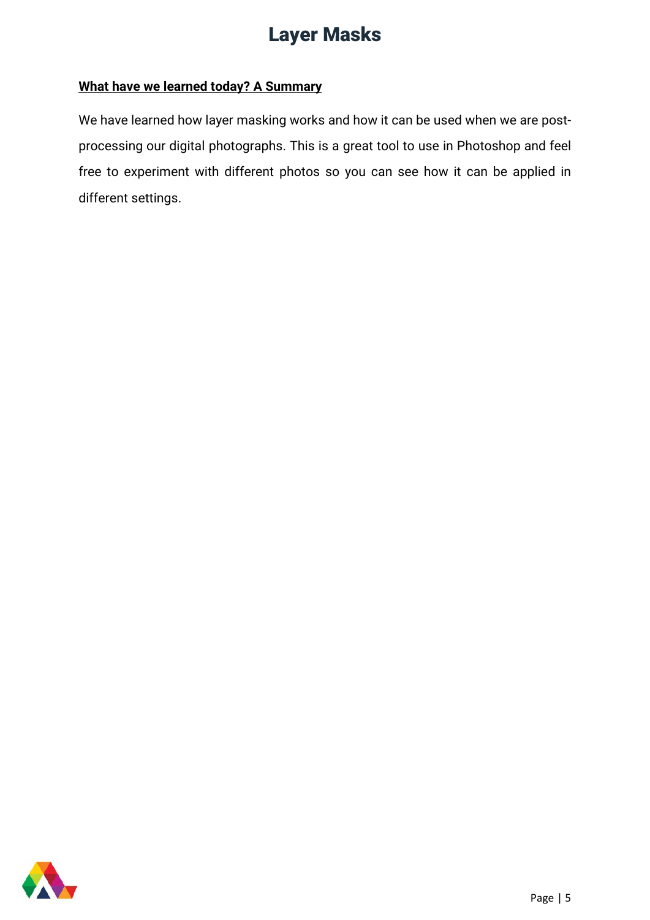**What have we learned today? A Summary**

We have learned how layer masking works and how it can be used when we are post-processing our digital photographs. This is a great tool to use in Photoshop and feel free to experiment with different photos so you can see how it can be applied in different settings.